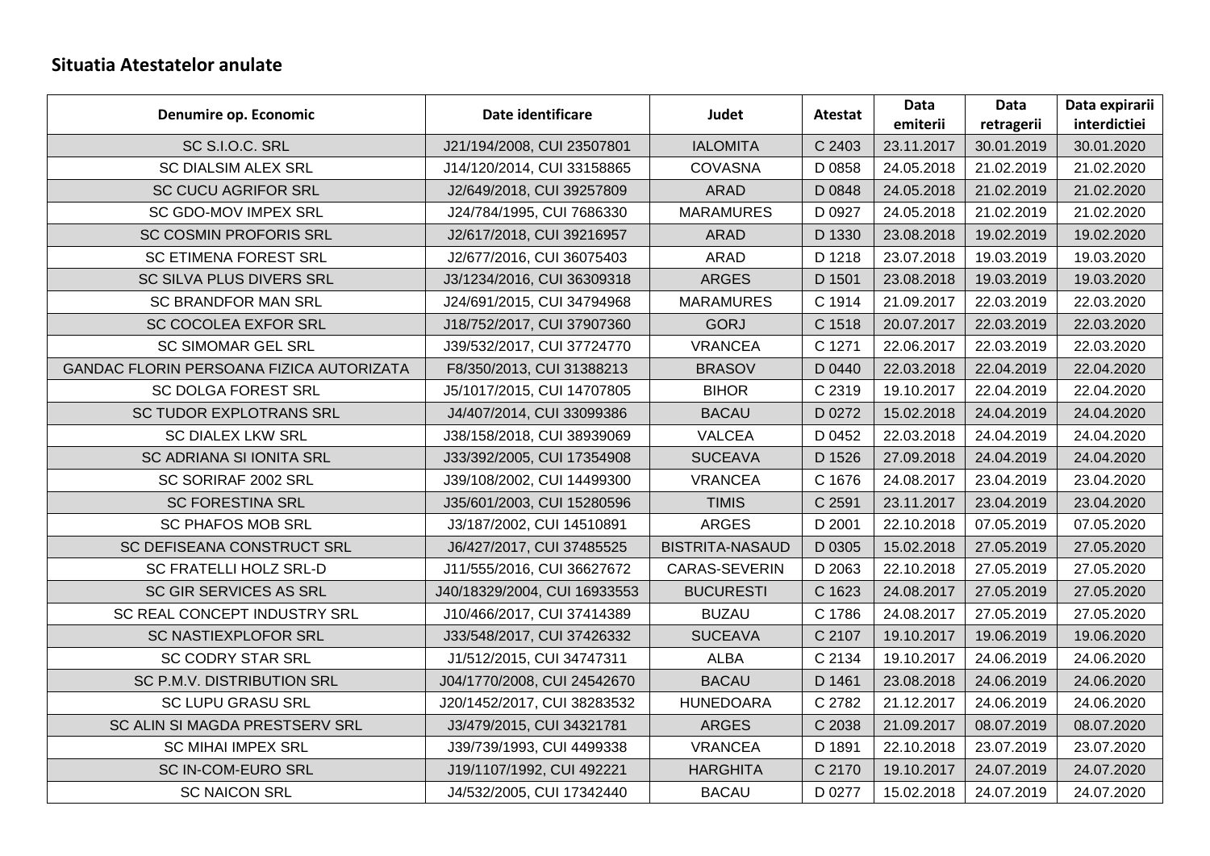## Situatia Atestatelor anulate

| Denumire op. Economic | Date identificare | Judet | Atestat | Data emiterii | Data retragerii | Data expirarii interdictiei |
|---|---|---|---|---|---|---|
| SC S.I.O.C. SRL | J21/194/2008, CUI 23507801 | IALOMITA | C 2403 | 23.11.2017 | 30.01.2019 | 30.01.2020 |
| SC DIALSIM ALEX SRL | J14/120/2014, CUI 33158865 | COVASNA | D 0858 | 24.05.2018 | 21.02.2019 | 21.02.2020 |
| SC CUCU AGRIFOR SRL | J2/649/2018, CUI 39257809 | ARAD | D 0848 | 24.05.2018 | 21.02.2019 | 21.02.2020 |
| SC GDO-MOV IMPEX SRL | J24/784/1995, CUI 7686330 | MARAMURES | D 0927 | 24.05.2018 | 21.02.2019 | 21.02.2020 |
| SC COSMIN PROFORIS SRL | J2/617/2018, CUI 39216957 | ARAD | D 1330 | 23.08.2018 | 19.02.2019 | 19.02.2020 |
| SC ETIMENA FOREST SRL | J2/677/2016, CUI 36075403 | ARAD | D 1218 | 23.07.2018 | 19.03.2019 | 19.03.2020 |
| SC SILVA PLUS DIVERS SRL | J3/1234/2016, CUI 36309318 | ARGES | D 1501 | 23.08.2018 | 19.03.2019 | 19.03.2020 |
| SC BRANDFOR MAN SRL | J24/691/2015, CUI 34794968 | MARAMURES | C 1914 | 21.09.2017 | 22.03.2019 | 22.03.2020 |
| SC COCOLEA EXFOR SRL | J18/752/2017, CUI 37907360 | GORJ | C 1518 | 20.07.2017 | 22.03.2019 | 22.03.2020 |
| SC SIMOMAR GEL SRL | J39/532/2017, CUI 37724770 | VRANCEA | C 1271 | 22.06.2017 | 22.03.2019 | 22.03.2020 |
| GANDAC FLORIN PERSOANA FIZICA AUTORIZATA | F8/350/2013, CUI 31388213 | BRASOV | D 0440 | 22.03.2018 | 22.04.2019 | 22.04.2020 |
| SC DOLGA FOREST SRL | J5/1017/2015, CUI 14707805 | BIHOR | C 2319 | 19.10.2017 | 22.04.2019 | 22.04.2020 |
| SC TUDOR EXPLOTRANS SRL | J4/407/2014, CUI 33099386 | BACAU | D 0272 | 15.02.2018 | 24.04.2019 | 24.04.2020 |
| SC DIALEX LKW SRL | J38/158/2018, CUI 38939069 | VALCEA | D 0452 | 22.03.2018 | 24.04.2019 | 24.04.2020 |
| SC ADRIANA SI IONITA SRL | J33/392/2005, CUI 17354908 | SUCEAVA | D 1526 | 27.09.2018 | 24.04.2019 | 24.04.2020 |
| SC SORIRAF 2002 SRL | J39/108/2002, CUI 14499300 | VRANCEA | C 1676 | 24.08.2017 | 23.04.2019 | 23.04.2020 |
| SC FORESTINA SRL | J35/601/2003, CUI 15280596 | TIMIS | C 2591 | 23.11.2017 | 23.04.2019 | 23.04.2020 |
| SC PHAFOS MOB SRL | J3/187/2002, CUI 14510891 | ARGES | D 2001 | 22.10.2018 | 07.05.2019 | 07.05.2020 |
| SC DEFISEANA CONSTRUCT SRL | J6/427/2017, CUI 37485525 | BISTRITA-NASAUD | D 0305 | 15.02.2018 | 27.05.2019 | 27.05.2020 |
| SC FRATELLI HOLZ SRL-D | J11/555/2016, CUI 36627672 | CARAS-SEVERIN | D 2063 | 22.10.2018 | 27.05.2019 | 27.05.2020 |
| SC GIR SERVICES AS SRL | J40/18329/2004, CUI 16933553 | BUCURESTI | C 1623 | 24.08.2017 | 27.05.2019 | 27.05.2020 |
| SC REAL CONCEPT INDUSTRY SRL | J10/466/2017, CUI 37414389 | BUZAU | C 1786 | 24.08.2017 | 27.05.2019 | 27.05.2020 |
| SC NASTIEXPLOFOR SRL | J33/548/2017, CUI 37426332 | SUCEAVA | C 2107 | 19.10.2017 | 19.06.2019 | 19.06.2020 |
| SC CODRY STAR SRL | J1/512/2015, CUI 34747311 | ALBA | C 2134 | 19.10.2017 | 24.06.2019 | 24.06.2020 |
| SC P.M.V. DISTRIBUTION SRL | J04/1770/2008, CUI 24542670 | BACAU | D 1461 | 23.08.2018 | 24.06.2019 | 24.06.2020 |
| SC LUPU GRASU SRL | J20/1452/2017, CUI 38283532 | HUNEDOARA | C 2782 | 21.12.2017 | 24.06.2019 | 24.06.2020 |
| SC ALIN SI MAGDA PRESTSERV SRL | J3/479/2015, CUI 34321781 | ARGES | C 2038 | 21.09.2017 | 08.07.2019 | 08.07.2020 |
| SC MIHAI IMPEX SRL | J39/739/1993, CUI 4499338 | VRANCEA | D 1891 | 22.10.2018 | 23.07.2019 | 23.07.2020 |
| SC IN-COM-EURO SRL | J19/1107/1992, CUI 492221 | HARGHITA | C 2170 | 19.10.2017 | 24.07.2019 | 24.07.2020 |
| SC NAICON SRL | J4/532/2005, CUI 17342440 | BACAU | D 0277 | 15.02.2018 | 24.07.2019 | 24.07.2020 |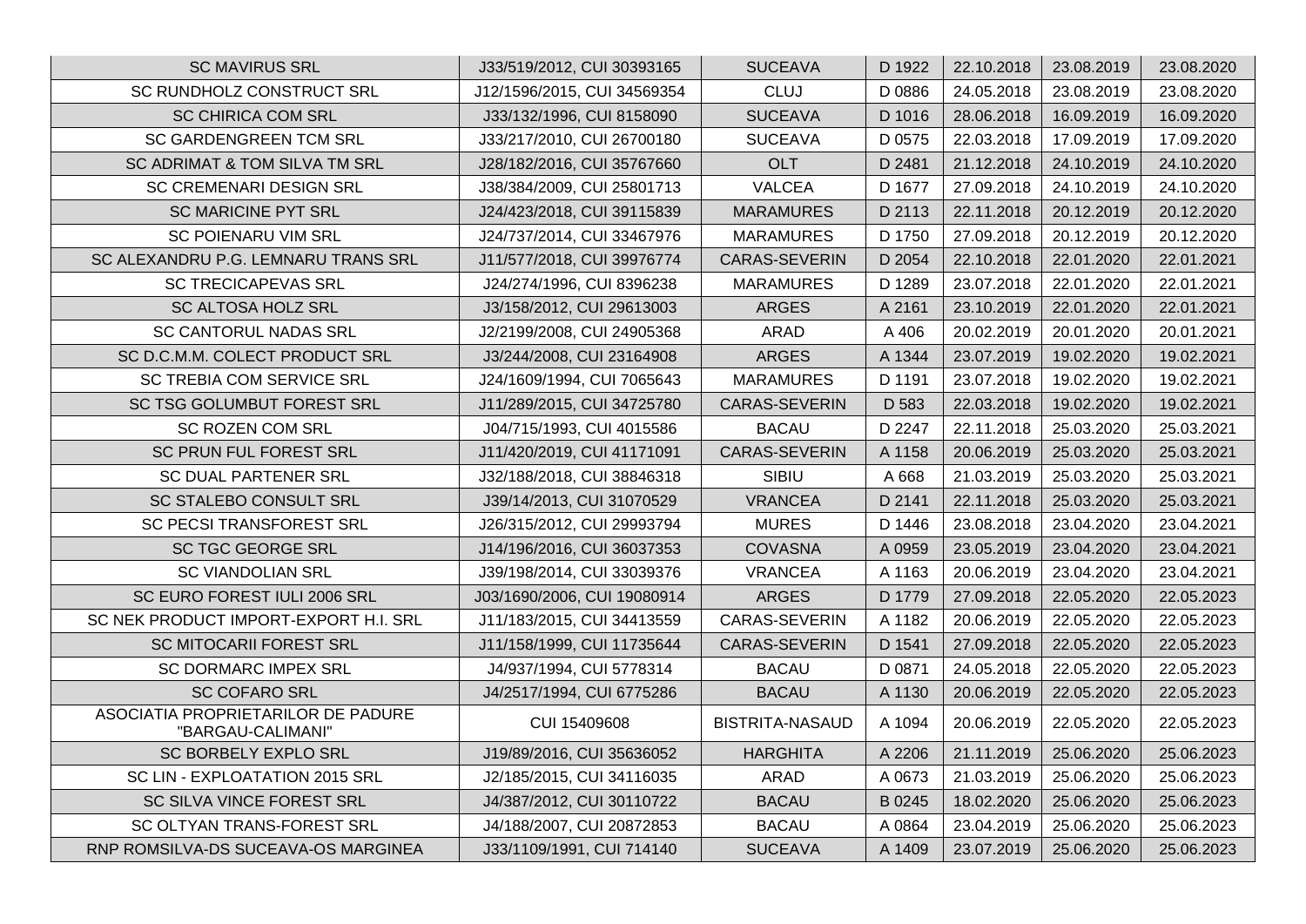| | | | | | | |
|---|---|---|---|---|---|---|
| SC MAVIRUS SRL | J33/519/2012, CUI 30393165 | SUCEAVA | D 1922 | 22.10.2018 | 23.08.2019 | 23.08.2020 |
| SC RUNDHOLZ CONSTRUCT SRL | J12/1596/2015, CUI 34569354 | CLUJ | D 0886 | 24.05.2018 | 23.08.2019 | 23.08.2020 |
| SC CHIRICA COM SRL | J33/132/1996, CUI 8158090 | SUCEAVA | D 1016 | 28.06.2018 | 16.09.2019 | 16.09.2020 |
| SC GARDENGREEN TCM SRL | J33/217/2010, CUI 26700180 | SUCEAVA | D 0575 | 22.03.2018 | 17.09.2019 | 17.09.2020 |
| SC ADRIMAT & TOM SILVA TM SRL | J28/182/2016, CUI 35767660 | OLT | D 2481 | 21.12.2018 | 24.10.2019 | 24.10.2020 |
| SC CREMENARI DESIGN SRL | J38/384/2009, CUI 25801713 | VALCEA | D 1677 | 27.09.2018 | 24.10.2019 | 24.10.2020 |
| SC MARICINE PYT SRL | J24/423/2018, CUI 39115839 | MARAMURES | D 2113 | 22.11.2018 | 20.12.2019 | 20.12.2020 |
| SC POIENARU VIM SRL | J24/737/2014, CUI 33467976 | MARAMURES | D 1750 | 27.09.2018 | 20.12.2019 | 20.12.2020 |
| SC ALEXANDRU P.G. LEMNARU TRANS SRL | J11/577/2018, CUI 39976774 | CARAS-SEVERIN | D 2054 | 22.10.2018 | 22.01.2020 | 22.01.2021 |
| SC TRECICAPEVAS SRL | J24/274/1996, CUI 8396238 | MARAMURES | D 1289 | 23.07.2018 | 22.01.2020 | 22.01.2021 |
| SC ALTOSA HOLZ SRL | J3/158/2012, CUI 29613003 | ARGES | A 2161 | 23.10.2019 | 22.01.2020 | 22.01.2021 |
| SC CANTORUL NADAS SRL | J2/2199/2008, CUI 24905368 | ARAD | A 406 | 20.02.2019 | 20.01.2020 | 20.01.2021 |
| SC D.C.M.M. COLECT PRODUCT SRL | J3/244/2008, CUI 23164908 | ARGES | A 1344 | 23.07.2019 | 19.02.2020 | 19.02.2021 |
| SC TREBIA COM SERVICE SRL | J24/1609/1994, CUI 7065643 | MARAMURES | D 1191 | 23.07.2018 | 19.02.2020 | 19.02.2021 |
| SC TSG GOLUMBUT FOREST SRL | J11/289/2015, CUI 34725780 | CARAS-SEVERIN | D 583 | 22.03.2018 | 19.02.2020 | 19.02.2021 |
| SC ROZEN COM SRL | J04/715/1993, CUI 4015586 | BACAU | D 2247 | 22.11.2018 | 25.03.2020 | 25.03.2021 |
| SC PRUN FUL FOREST SRL | J11/420/2019, CUI 41171091 | CARAS-SEVERIN | A 1158 | 20.06.2019 | 25.03.2020 | 25.03.2021 |
| SC DUAL PARTENER SRL | J32/188/2018, CUI 38846318 | SIBIU | A 668 | 21.03.2019 | 25.03.2020 | 25.03.2021 |
| SC STALEBO CONSULT SRL | J39/14/2013, CUI 31070529 | VRANCEA | D 2141 | 22.11.2018 | 25.03.2020 | 25.03.2021 |
| SC PECSI TRANSFOREST SRL | J26/315/2012, CUI 29993794 | MURES | D 1446 | 23.08.2018 | 23.04.2020 | 23.04.2021 |
| SC TGC GEORGE SRL | J14/196/2016, CUI 36037353 | COVASNA | A 0959 | 23.05.2019 | 23.04.2020 | 23.04.2021 |
| SC VIANDOLIAN SRL | J39/198/2014, CUI 33039376 | VRANCEA | A 1163 | 20.06.2019 | 23.04.2020 | 23.04.2021 |
| SC EURO FOREST IULI 2006 SRL | J03/1690/2006, CUI 19080914 | ARGES | D 1779 | 27.09.2018 | 22.05.2020 | 22.05.2023 |
| SC NEK PRODUCT IMPORT-EXPORT H.I. SRL | J11/183/2015, CUI 34413559 | CARAS-SEVERIN | A 1182 | 20.06.2019 | 22.05.2020 | 22.05.2023 |
| SC MITOCARII FOREST SRL | J11/158/1999, CUI 11735644 | CARAS-SEVERIN | D 1541 | 27.09.2018 | 22.05.2020 | 22.05.2023 |
| SC DORMARC IMPEX SRL | J4/937/1994, CUI 5778314 | BACAU | D 0871 | 24.05.2018 | 22.05.2020 | 22.05.2023 |
| SC COFARO SRL | J4/2517/1994, CUI 6775286 | BACAU | A 1130 | 20.06.2019 | 22.05.2020 | 22.05.2023 |
| ASOCIATIA PROPRIETARILOR DE PADURE "BARGAU-CALIMANI" | CUI 15409608 | BISTRITA-NASAUD | A 1094 | 20.06.2019 | 22.05.2020 | 22.05.2023 |
| SC BORBELY EXPLO SRL | J19/89/2016, CUI 35636052 | HARGHITA | A 2206 | 21.11.2019 | 25.06.2020 | 25.06.2023 |
| SC LIN - EXPLOATATION 2015 SRL | J2/185/2015, CUI 34116035 | ARAD | A 0673 | 21.03.2019 | 25.06.2020 | 25.06.2023 |
| SC SILVA VINCE FOREST SRL | J4/387/2012, CUI 30110722 | BACAU | B 0245 | 18.02.2020 | 25.06.2020 | 25.06.2023 |
| SC OLTYAN TRANS-FOREST SRL | J4/188/2007, CUI 20872853 | BACAU | A 0864 | 23.04.2019 | 25.06.2020 | 25.06.2023 |
| RNP ROMSILVA-DS SUCEAVA-OS MARGINEA | J33/1109/1991, CUI 714140 | SUCEAVA | A 1409 | 23.07.2019 | 25.06.2020 | 25.06.2023 |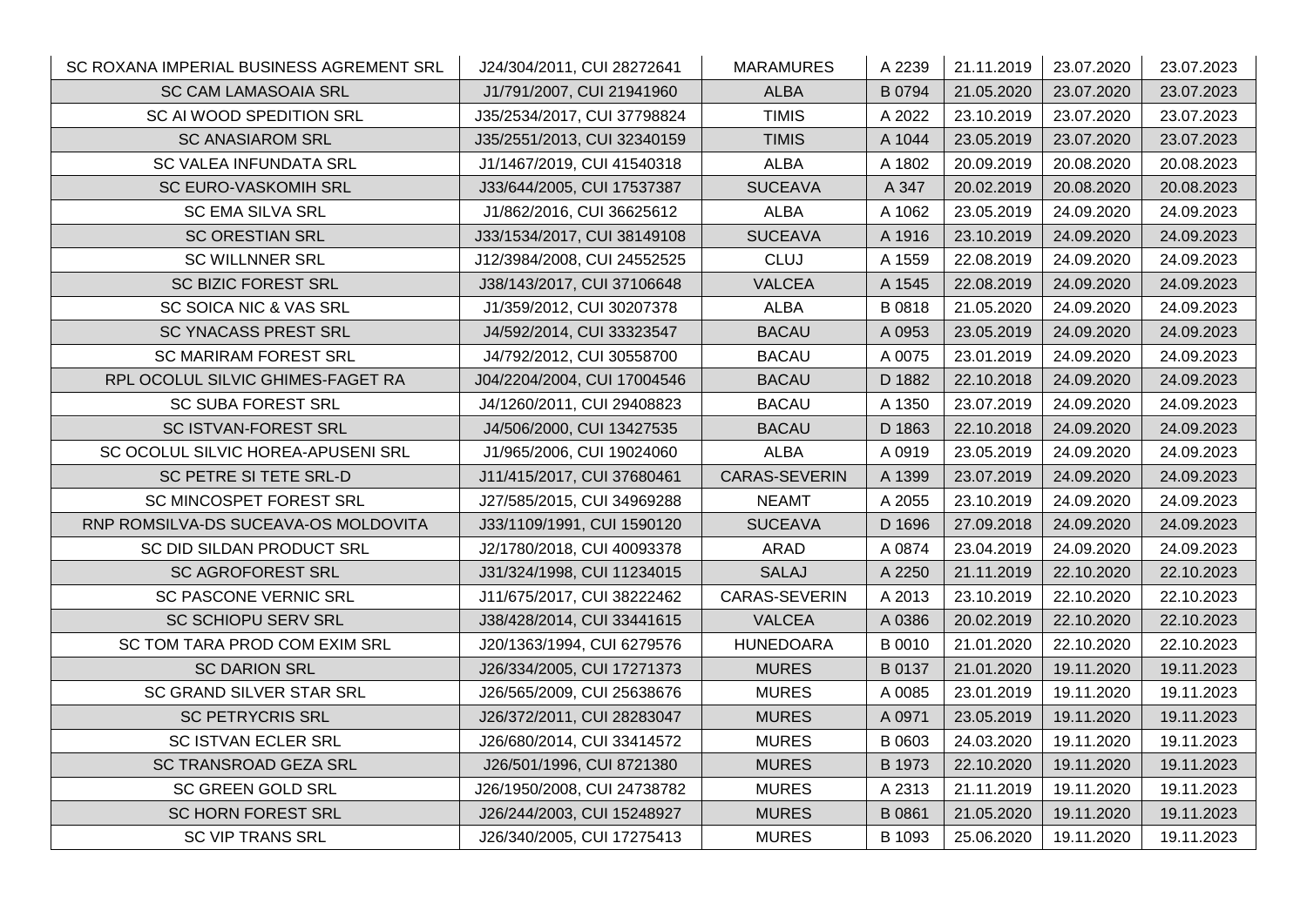| | | | | | | |
|---|---|---|---|---|---|---|
| SC ROXANA IMPERIAL BUSINESS AGREMENT SRL | J24/304/2011, CUI 28272641 | MARAMURES | A 2239 | 21.11.2019 | 23.07.2020 | 23.07.2023 |
| SC CAM LAMASOAIA SRL | J1/791/2007, CUI 21941960 | ALBA | B 0794 | 21.05.2020 | 23.07.2020 | 23.07.2023 |
| SC AI WOOD SPEDITION SRL | J35/2534/2017, CUI 37798824 | TIMIS | A 2022 | 23.10.2019 | 23.07.2020 | 23.07.2023 |
| SC ANASIAROM SRL | J35/2551/2013, CUI 32340159 | TIMIS | A 1044 | 23.05.2019 | 23.07.2020 | 23.07.2023 |
| SC VALEA INFUNDATA SRL | J1/1467/2019, CUI 41540318 | ALBA | A 1802 | 20.09.2019 | 20.08.2020 | 20.08.2023 |
| SC EURO-VASKOMIH SRL | J33/644/2005, CUI 17537387 | SUCEAVA | A 347 | 20.02.2019 | 20.08.2020 | 20.08.2023 |
| SC EMA SILVA SRL | J1/862/2016, CUI 36625612 | ALBA | A 1062 | 23.05.2019 | 24.09.2020 | 24.09.2023 |
| SC ORESTIAN SRL | J33/1534/2017, CUI 38149108 | SUCEAVA | A 1916 | 23.10.2019 | 24.09.2020 | 24.09.2023 |
| SC WILLNNER SRL | J12/3984/2008, CUI 24552525 | CLUJ | A 1559 | 22.08.2019 | 24.09.2020 | 24.09.2023 |
| SC BIZIC FOREST SRL | J38/143/2017, CUI 37106648 | VALCEA | A 1545 | 22.08.2019 | 24.09.2020 | 24.09.2023 |
| SC SOICA NIC & VAS SRL | J1/359/2012, CUI 30207378 | ALBA | B 0818 | 21.05.2020 | 24.09.2020 | 24.09.2023 |
| SC YNACASS PREST SRL | J4/592/2014, CUI 33323547 | BACAU | A 0953 | 23.05.2019 | 24.09.2020 | 24.09.2023 |
| SC MARIRAM FOREST SRL | J4/792/2012, CUI 30558700 | BACAU | A 0075 | 23.01.2019 | 24.09.2020 | 24.09.2023 |
| RPL OCOLUL SILVIC GHIMES-FAGET RA | J04/2204/2004, CUI 17004546 | BACAU | D 1882 | 22.10.2018 | 24.09.2020 | 24.09.2023 |
| SC SUBA FOREST SRL | J4/1260/2011, CUI 29408823 | BACAU | A 1350 | 23.07.2019 | 24.09.2020 | 24.09.2023 |
| SC ISTVAN-FOREST SRL | J4/506/2000, CUI 13427535 | BACAU | D 1863 | 22.10.2018 | 24.09.2020 | 24.09.2023 |
| SC OCOLUL SILVIC HOREA-APUSENI SRL | J1/965/2006, CUI 19024060 | ALBA | A 0919 | 23.05.2019 | 24.09.2020 | 24.09.2023 |
| SC PETRE SI TETE SRL-D | J11/415/2017, CUI 37680461 | CARAS-SEVERIN | A 1399 | 23.07.2019 | 24.09.2020 | 24.09.2023 |
| SC MINCOSPET FOREST SRL | J27/585/2015, CUI 34969288 | NEAMT | A 2055 | 23.10.2019 | 24.09.2020 | 24.09.2023 |
| RNP ROMSILVA-DS SUCEAVA-OS MOLDOVITA | J33/1109/1991, CUI 1590120 | SUCEAVA | D 1696 | 27.09.2018 | 24.09.2020 | 24.09.2023 |
| SC DID SILDAN PRODUCT SRL | J2/1780/2018, CUI 40093378 | ARAD | A 0874 | 23.04.2019 | 24.09.2020 | 24.09.2023 |
| SC AGROFOREST SRL | J31/324/1998, CUI 11234015 | SALAJ | A 2250 | 21.11.2019 | 22.10.2020 | 22.10.2023 |
| SC PASCONE VERNIC SRL | J11/675/2017, CUI 38222462 | CARAS-SEVERIN | A 2013 | 23.10.2019 | 22.10.2020 | 22.10.2023 |
| SC SCHIOPU SERV SRL | J38/428/2014, CUI 33441615 | VALCEA | A 0386 | 20.02.2019 | 22.10.2020 | 22.10.2023 |
| SC TOM TARA PROD COM EXIM SRL | J20/1363/1994, CUI 6279576 | HUNEDOARA | B 0010 | 21.01.2020 | 22.10.2020 | 22.10.2023 |
| SC DARION SRL | J26/334/2005, CUI 17271373 | MURES | B 0137 | 21.01.2020 | 19.11.2020 | 19.11.2023 |
| SC GRAND SILVER STAR SRL | J26/565/2009, CUI 25638676 | MURES | A 0085 | 23.01.2019 | 19.11.2020 | 19.11.2023 |
| SC PETRYCRIS SRL | J26/372/2011, CUI 28283047 | MURES | A 0971 | 23.05.2019 | 19.11.2020 | 19.11.2023 |
| SC ISTVAN ECLER SRL | J26/680/2014, CUI 33414572 | MURES | B 0603 | 24.03.2020 | 19.11.2020 | 19.11.2023 |
| SC TRANSROAD GEZA SRL | J26/501/1996, CUI 8721380 | MURES | B 1973 | 22.10.2020 | 19.11.2020 | 19.11.2023 |
| SC GREEN GOLD SRL | J26/1950/2008, CUI 24738782 | MURES | A 2313 | 21.11.2019 | 19.11.2020 | 19.11.2023 |
| SC HORN FOREST SRL | J26/244/2003, CUI 15248927 | MURES | B 0861 | 21.05.2020 | 19.11.2020 | 19.11.2023 |
| SC VIP TRANS SRL | J26/340/2005, CUI 17275413 | MURES | B 1093 | 25.06.2020 | 19.11.2020 | 19.11.2023 |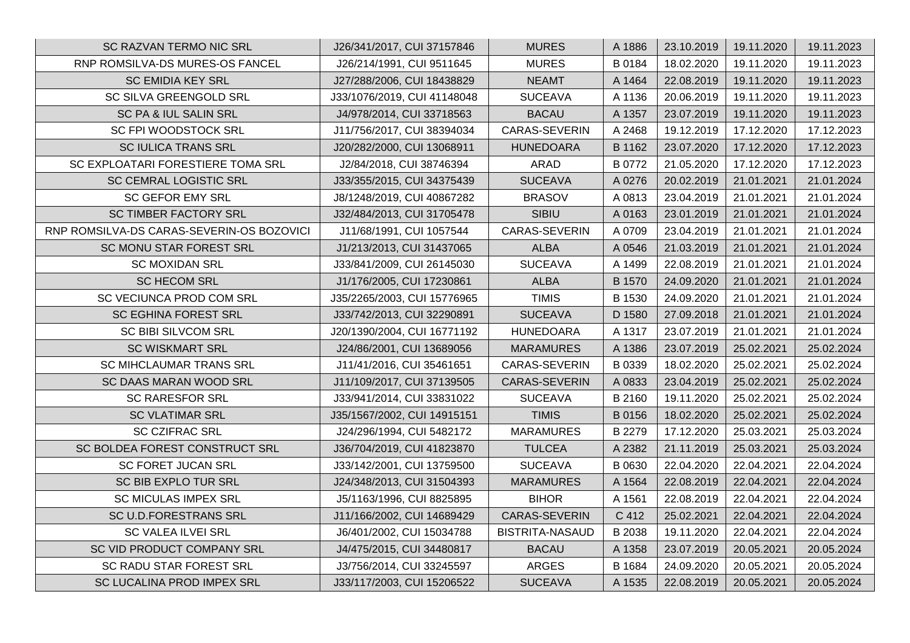| | | | | | | |
|---|---|---|---|---|---|---|
| SC RAZVAN TERMO NIC SRL | J26/341/2017, CUI 37157846 | MURES | A 1886 | 23.10.2019 | 19.11.2020 | 19.11.2023 |
| RNP ROMSILVA-DS MURES-OS FANCEL | J26/214/1991, CUI 9511645 | MURES | B 0184 | 18.02.2020 | 19.11.2020 | 19.11.2023 |
| SC EMIDIA KEY SRL | J27/288/2006, CUI 18438829 | NEAMT | A 1464 | 22.08.2019 | 19.11.2020 | 19.11.2023 |
| SC SILVA GREENGOLD SRL | J33/1076/2019, CUI 41148048 | SUCEAVA | A 1136 | 20.06.2019 | 19.11.2020 | 19.11.2023 |
| SC PA & IUL SALIN SRL | J4/978/2014, CUI 33718563 | BACAU | A 1357 | 23.07.2019 | 19.11.2020 | 19.11.2023 |
| SC FPI WOODSTOCK SRL | J11/756/2017, CUI 38394034 | CARAS-SEVERIN | A 2468 | 19.12.2019 | 17.12.2020 | 17.12.2023 |
| SC IULICA TRANS SRL | J20/282/2000, CUI 13068911 | HUNEDOARA | B 1162 | 23.07.2020 | 17.12.2020 | 17.12.2023 |
| SC EXPLOATARI FORESTIERE TOMA SRL | J2/84/2018, CUI 38746394 | ARAD | B 0772 | 21.05.2020 | 17.12.2020 | 17.12.2023 |
| SC CEMRAL LOGISTIC SRL | J33/355/2015, CUI 34375439 | SUCEAVA | A 0276 | 20.02.2019 | 21.01.2021 | 21.01.2024 |
| SC GEFOR EMY SRL | J8/1248/2019, CUI 40867282 | BRASOV | A 0813 | 23.04.2019 | 21.01.2021 | 21.01.2024 |
| SC TIMBER FACTORY SRL | J32/484/2013, CUI 31705478 | SIBIU | A 0163 | 23.01.2019 | 21.01.2021 | 21.01.2024 |
| RNP ROMSILVA-DS CARAS-SEVERIN-OS BOZOVICI | J11/68/1991, CUI 1057544 | CARAS-SEVERIN | A 0709 | 23.04.2019 | 21.01.2021 | 21.01.2024 |
| SC MONU STAR FOREST SRL | J1/213/2013, CUI 31437065 | ALBA | A 0546 | 21.03.2019 | 21.01.2021 | 21.01.2024 |
| SC MOXIDAN SRL | J33/841/2009, CUI 26145030 | SUCEAVA | A 1499 | 22.08.2019 | 21.01.2021 | 21.01.2024 |
| SC HECOM SRL | J1/176/2005, CUI 17230861 | ALBA | B 1570 | 24.09.2020 | 21.01.2021 | 21.01.2024 |
| SC VECIUNCA PROD COM SRL | J35/2265/2003, CUI 15776965 | TIMIS | B 1530 | 24.09.2020 | 21.01.2021 | 21.01.2024 |
| SC EGHINA FOREST SRL | J33/742/2013, CUI 32290891 | SUCEAVA | D 1580 | 27.09.2018 | 21.01.2021 | 21.01.2024 |
| SC BIBI SILVCOM SRL | J20/1390/2004, CUI 16771192 | HUNEDOARA | A 1317 | 23.07.2019 | 21.01.2021 | 21.01.2024 |
| SC WISKMART SRL | J24/86/2001, CUI 13689056 | MARAMURES | A 1386 | 23.07.2019 | 25.02.2021 | 25.02.2024 |
| SC MIHCLAUMAR TRANS SRL | J11/41/2016, CUI 35461651 | CARAS-SEVERIN | B 0339 | 18.02.2020 | 25.02.2021 | 25.02.2024 |
| SC DAAS MARAN WOOD SRL | J11/109/2017, CUI 37139505 | CARAS-SEVERIN | A 0833 | 23.04.2019 | 25.02.2021 | 25.02.2024 |
| SC RARESFOR SRL | J33/941/2014, CUI 33831022 | SUCEAVA | B 2160 | 19.11.2020 | 25.02.2021 | 25.02.2024 |
| SC VLATIMAR SRL | J35/1567/2002, CUI 14915151 | TIMIS | B 0156 | 18.02.2020 | 25.02.2021 | 25.02.2024 |
| SC CZIFRAC SRL | J24/296/1994, CUI 5482172 | MARAMURES | B 2279 | 17.12.2020 | 25.03.2021 | 25.03.2024 |
| SC BOLDEA FOREST CONSTRUCT SRL | J36/704/2019, CUI 41823870 | TULCEA | A 2382 | 21.11.2019 | 25.03.2021 | 25.03.2024 |
| SC FORET JUCAN SRL | J33/142/2001, CUI 13759500 | SUCEAVA | B 0630 | 22.04.2020 | 22.04.2021 | 22.04.2024 |
| SC BIB EXPLO TUR SRL | J24/348/2013, CUI 31504393 | MARAMURES | A 1564 | 22.08.2019 | 22.04.2021 | 22.04.2024 |
| SC MICULAS IMPEX SRL | J5/1163/1996, CUI 8825895 | BIHOR | A 1561 | 22.08.2019 | 22.04.2021 | 22.04.2024 |
| SC U.D.FORESTRANS SRL | J11/166/2002, CUI 14689429 | CARAS-SEVERIN | C 412 | 25.02.2021 | 22.04.2021 | 22.04.2024 |
| SC VALEA ILVEI SRL | J6/401/2002, CUI 15034788 | BISTRITA-NASAUD | B 2038 | 19.11.2020 | 22.04.2021 | 22.04.2024 |
| SC VID PRODUCT COMPANY SRL | J4/475/2015, CUI 34480817 | BACAU | A 1358 | 23.07.2019 | 20.05.2021 | 20.05.2024 |
| SC RADU STAR FOREST SRL | J3/756/2014, CUI 33245597 | ARGES | B 1684 | 24.09.2020 | 20.05.2021 | 20.05.2024 |
| SC LUCALINA PROD IMPEX SRL | J33/117/2003, CUI 15206522 | SUCEAVA | A 1535 | 22.08.2019 | 20.05.2021 | 20.05.2024 |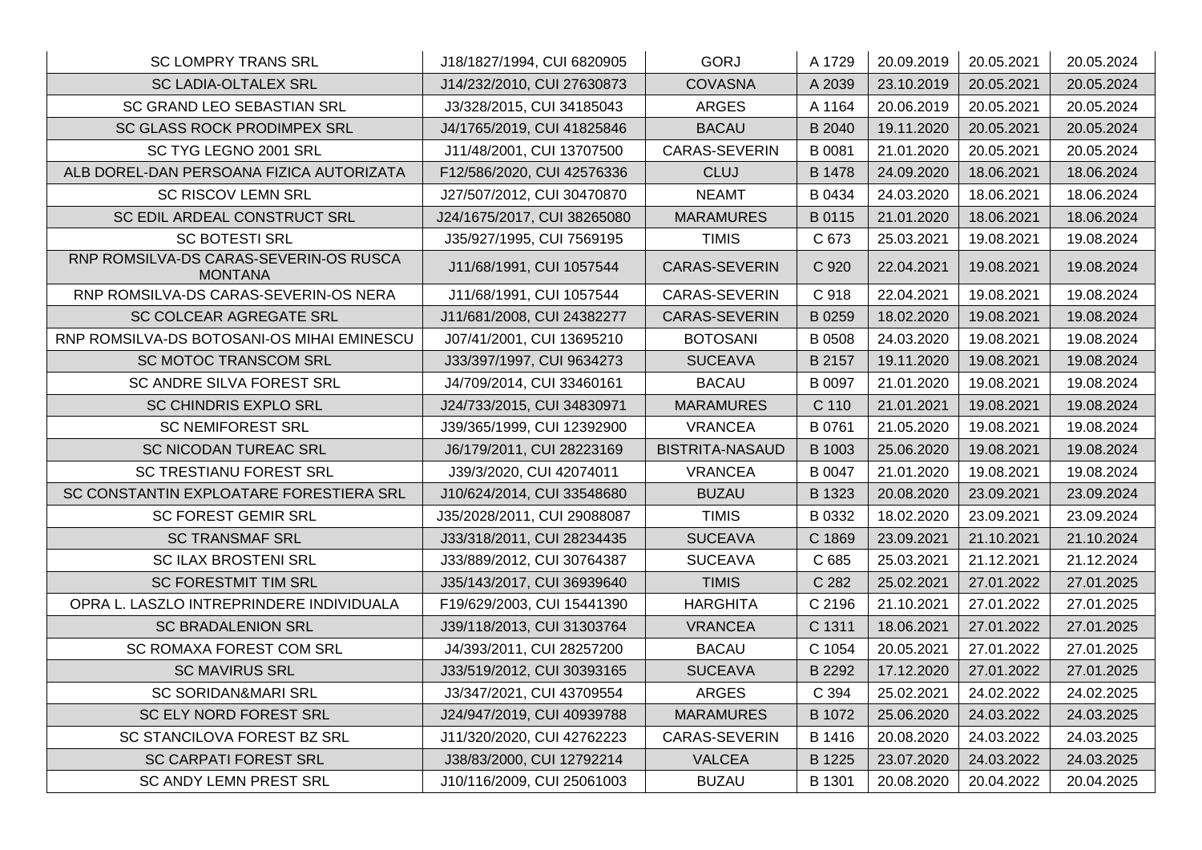| | | | | | | |
|---|---|---|---|---|---|---|
| SC LOMPRY TRANS SRL | J18/1827/1994, CUI 6820905 | GORJ | A 1729 | 20.09.2019 | 20.05.2021 | 20.05.2024 |
| SC LADIA-OLTALEX SRL | J14/232/2010, CUI 27630873 | COVASNA | A 2039 | 23.10.2019 | 20.05.2021 | 20.05.2024 |
| SC GRAND LEO SEBASTIAN SRL | J3/328/2015, CUI 34185043 | ARGES | A 1164 | 20.06.2019 | 20.05.2021 | 20.05.2024 |
| SC GLASS ROCK PRODIMPEX SRL | J4/1765/2019, CUI 41825846 | BACAU | B 2040 | 19.11.2020 | 20.05.2021 | 20.05.2024 |
| SC TYG LEGNO 2001 SRL | J11/48/2001, CUI 13707500 | CARAS-SEVERIN | B 0081 | 21.01.2020 | 20.05.2021 | 20.05.2024 |
| ALB DOREL-DAN PERSOANA FIZICA AUTORIZATA | F12/586/2020, CUI 42576336 | CLUJ | B 1478 | 24.09.2020 | 18.06.2021 | 18.06.2024 |
| SC RISCOV LEMN SRL | J27/507/2012, CUI 30470870 | NEAMT | B 0434 | 24.03.2020 | 18.06.2021 | 18.06.2024 |
| SC EDIL ARDEAL CONSTRUCT SRL | J24/1675/2017, CUI 38265080 | MARAMURES | B 0115 | 21.01.2020 | 18.06.2021 | 18.06.2024 |
| SC BOTESTI SRL | J35/927/1995, CUI 7569195 | TIMIS | C 673 | 25.03.2021 | 19.08.2021 | 19.08.2024 |
| RNP ROMSILVA-DS CARAS-SEVERIN-OS RUSCA MONTANA | J11/68/1991, CUI 1057544 | CARAS-SEVERIN | C 920 | 22.04.2021 | 19.08.2021 | 19.08.2024 |
| RNP ROMSILVA-DS CARAS-SEVERIN-OS NERA | J11/68/1991, CUI 1057544 | CARAS-SEVERIN | C 918 | 22.04.2021 | 19.08.2021 | 19.08.2024 |
| SC COLCEAR AGREGATE SRL | J11/681/2008, CUI 24382277 | CARAS-SEVERIN | B 0259 | 18.02.2020 | 19.08.2021 | 19.08.2024 |
| RNP ROMSILVA-DS BOTOSANI-OS MIHAI EMINESCU | J07/41/2001, CUI 13695210 | BOTOSANI | B 0508 | 24.03.2020 | 19.08.2021 | 19.08.2024 |
| SC MOTOC TRANSCOM SRL | J33/397/1997, CUI 9634273 | SUCEAVA | B 2157 | 19.11.2020 | 19.08.2021 | 19.08.2024 |
| SC ANDRE SILVA FOREST SRL | J4/709/2014, CUI 33460161 | BACAU | B 0097 | 21.01.2020 | 19.08.2021 | 19.08.2024 |
| SC CHINDRIS EXPLO SRL | J24/733/2015, CUI 34830971 | MARAMURES | C 110 | 21.01.2021 | 19.08.2021 | 19.08.2024 |
| SC NEMIFOREST SRL | J39/365/1999, CUI 12392900 | VRANCEA | B 0761 | 21.05.2020 | 19.08.2021 | 19.08.2024 |
| SC NICODAN TUREAC SRL | J6/179/2011, CUI 28223169 | BISTRITA-NASAUD | B 1003 | 25.06.2020 | 19.08.2021 | 19.08.2024 |
| SC TRESTIANU FOREST SRL | J39/3/2020, CUI 42074011 | VRANCEA | B 0047 | 21.01.2020 | 19.08.2021 | 19.08.2024 |
| SC CONSTANTIN EXPLOATARE FORESTIERA SRL | J10/624/2014, CUI 33548680 | BUZAU | B 1323 | 20.08.2020 | 23.09.2021 | 23.09.2024 |
| SC FOREST GEMIR SRL | J35/2028/2011, CUI 29088087 | TIMIS | B 0332 | 18.02.2020 | 23.09.2021 | 23.09.2024 |
| SC TRANSMAF SRL | J33/318/2011, CUI 28234435 | SUCEAVA | C 1869 | 23.09.2021 | 21.10.2021 | 21.10.2024 |
| SC ILAX BROSTENI SRL | J33/889/2012, CUI 30764387 | SUCEAVA | C 685 | 25.03.2021 | 21.12.2021 | 21.12.2024 |
| SC FORESTMIT TIM SRL | J35/143/2017, CUI 36939640 | TIMIS | C 282 | 25.02.2021 | 27.01.2022 | 27.01.2025 |
| OPRA L. LASZLO INTREPRINDERE INDIVIDUALA | F19/629/2003, CUI 15441390 | HARGHITA | C 2196 | 21.10.2021 | 27.01.2022 | 27.01.2025 |
| SC BRADALENION SRL | J39/118/2013, CUI 31303764 | VRANCEA | C 1311 | 18.06.2021 | 27.01.2022 | 27.01.2025 |
| SC ROMAXA FOREST COM SRL | J4/393/2011, CUI 28257200 | BACAU | C 1054 | 20.05.2021 | 27.01.2022 | 27.01.2025 |
| SC MAVIRUS SRL | J33/519/2012, CUI 30393165 | SUCEAVA | B 2292 | 17.12.2020 | 27.01.2022 | 27.01.2025 |
| SC SORIDAN&MARI SRL | J3/347/2021, CUI 43709554 | ARGES | C 394 | 25.02.2021 | 24.02.2022 | 24.02.2025 |
| SC ELY NORD FOREST SRL | J24/947/2019, CUI 40939788 | MARAMURES | B 1072 | 25.06.2020 | 24.03.2022 | 24.03.2025 |
| SC STANCILOVA FOREST BZ SRL | J11/320/2020, CUI 42762223 | CARAS-SEVERIN | B 1416 | 20.08.2020 | 24.03.2022 | 24.03.2025 |
| SC CARPATI FOREST SRL | J38/83/2000, CUI 12792214 | VALCEA | B 1225 | 23.07.2020 | 24.03.2022 | 24.03.2025 |
| SC ANDY LEMN PREST SRL | J10/116/2009, CUI 25061003 | BUZAU | B 1301 | 20.08.2020 | 20.04.2022 | 20.04.2025 |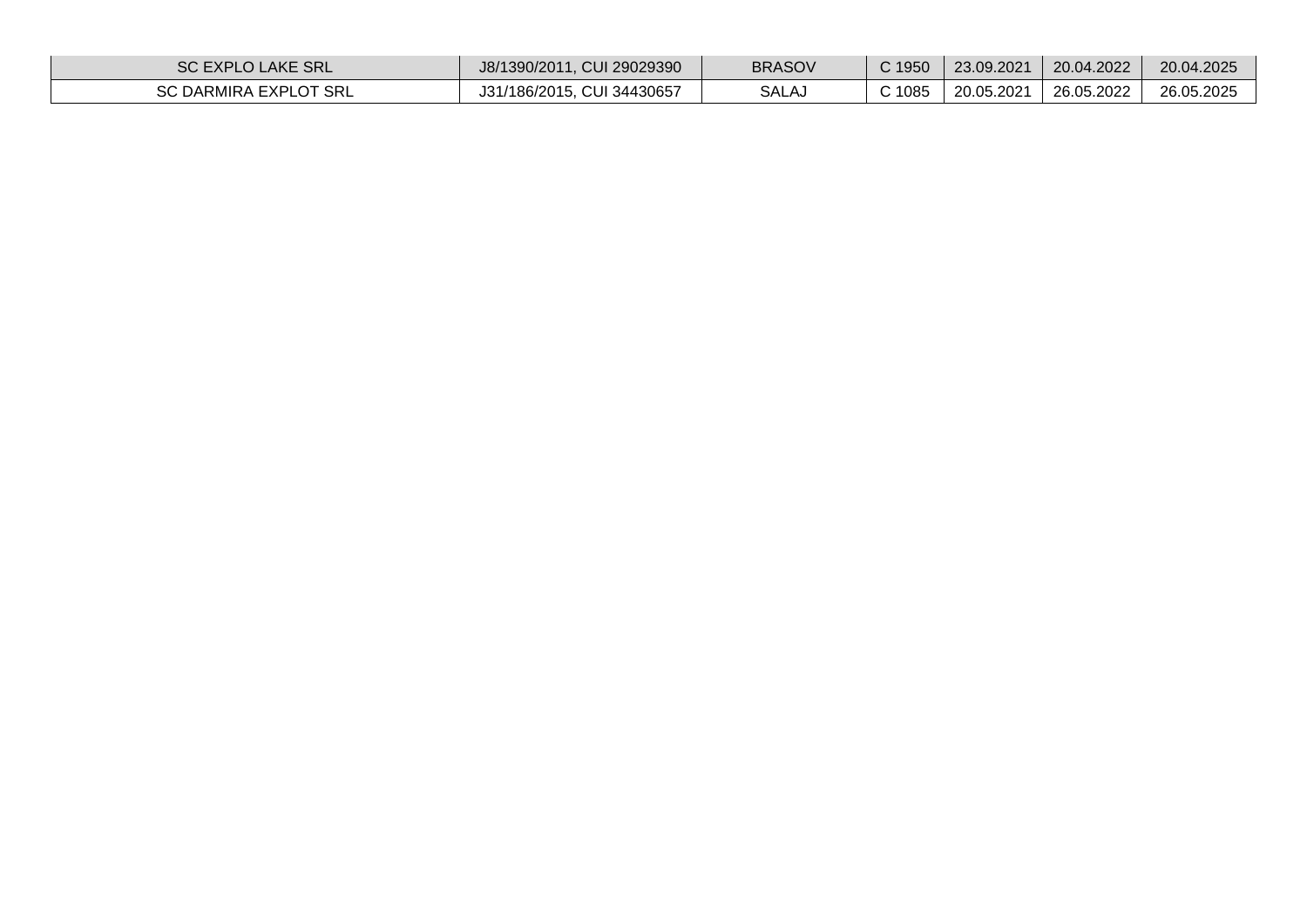| | | | | | | |
|---|---|---|---|---|---|---|
| SC EXPLO LAKE SRL | J8/1390/2011, CUI 29029390 | BRASOV | C 1950 | 23.09.2021 | 20.04.2022 | 20.04.2025 |
| SC DARMIRA EXPLOT SRL | J31/186/2015, CUI 34430657 | SALAJ | C 1085 | 20.05.2021 | 26.05.2022 | 26.05.2025 |